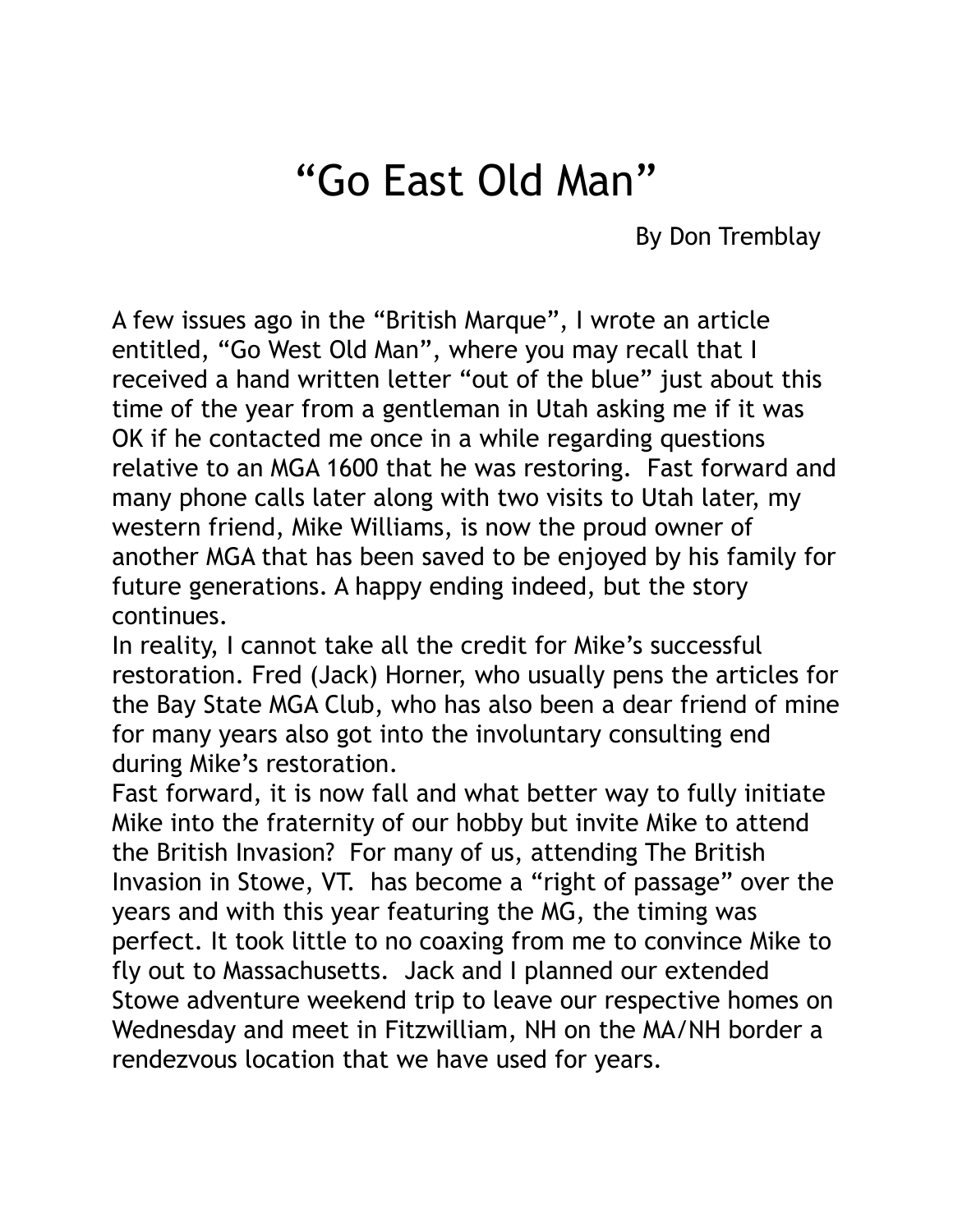# "Go East Old Man"

By Don Tremblay

A few issues ago in the "British Marque", I wrote an article entitled, "Go West Old Man", where you may recall that I received a hand written letter "out of the blue" just about this time of the year from a gentleman in Utah asking me if it was OK if he contacted me once in a while regarding questions relative to an MGA 1600 that he was restoring.  Fast forward and many phone calls later along with two visits to Utah later, my western friend, Mike Williams, is now the proud owner of another MGA that has been saved to be enjoyed by his family for future generations. A happy ending indeed, but the story continues.

In reality, I cannot take all the credit for Mike's successful restoration. Fred (Jack) Horner, who usually pens the articles for the Bay State MGA Club, who has also been a dear friend of mine for many years also got into the involuntary consulting end during Mike's restoration.

Fast forward, it is now fall and what better way to fully initiate Mike into the fraternity of our hobby but invite Mike to attend the British Invasion?  For many of us, attending The British Invasion in Stowe, VT.  has become a "right of passage" over the years and with this year featuring the MG, the timing was perfect. It took little to no coaxing from me to convince Mike to fly out to Massachusetts.  Jack and I planned our extended Stowe adventure weekend trip to leave our respective homes on Wednesday and meet in Fitzwilliam, NH on the MA/NH border a rendezvous location that we have used for years.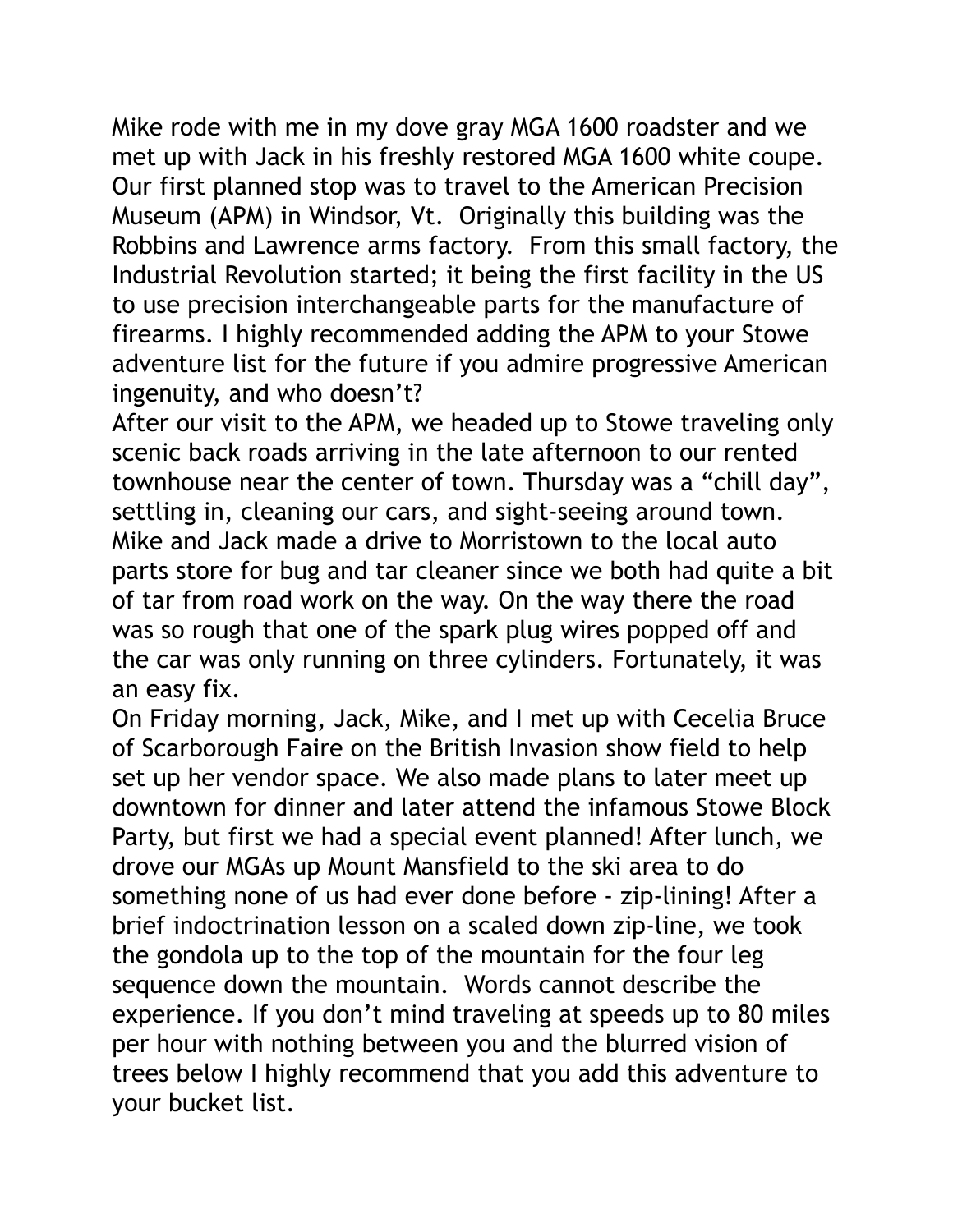Mike rode with me in my dove gray MGA 1600 roadster and we met up with Jack in his freshly restored MGA 1600 white coupe. Our first planned stop was to travel to the American Precision Museum (APM) in Windsor, Vt. Originally this building was the Robbins and Lawrence arms factory. From this small factory, the Industrial Revolution started; it being the first facility in the US to use precision interchangeable parts for the manufacture of firearms. I highly recommended adding the APM to your Stowe adventure list for the future if you admire progressive American ingenuity, and who doesn't?

After our visit to the APM, we headed up to Stowe traveling only scenic back roads arriving in the late afternoon to our rented townhouse near the center of town. Thursday was a "chill day", settling in, cleaning our cars, and sight-seeing around town. Mike and Jack made a drive to Morristown to the local auto parts store for bug and tar cleaner since we both had quite a bit of tar from road work on the way. On the way there the road was so rough that one of the spark plug wires popped off and the car was only running on three cylinders. Fortunately, it was an easy fix.

On Friday morning, Jack, Mike, and I met up with Cecelia Bruce of Scarborough Faire on the British Invasion show field to help set up her vendor space. We also made plans to later meet up downtown for dinner and later attend the infamous Stowe Block Party, but first we had a special event planned! After lunch, we drove our MGAs up Mount Mansfield to the ski area to do something none of us had ever done before - zip-lining! After a brief indoctrination lesson on a scaled down zip-line, we took the gondola up to the top of the mountain for the four leg sequence down the mountain. Words cannot describe the experience. If you don't mind traveling at speeds up to 80 miles per hour with nothing between you and the blurred vision of trees below I highly recommend that you add this adventure to your bucket list.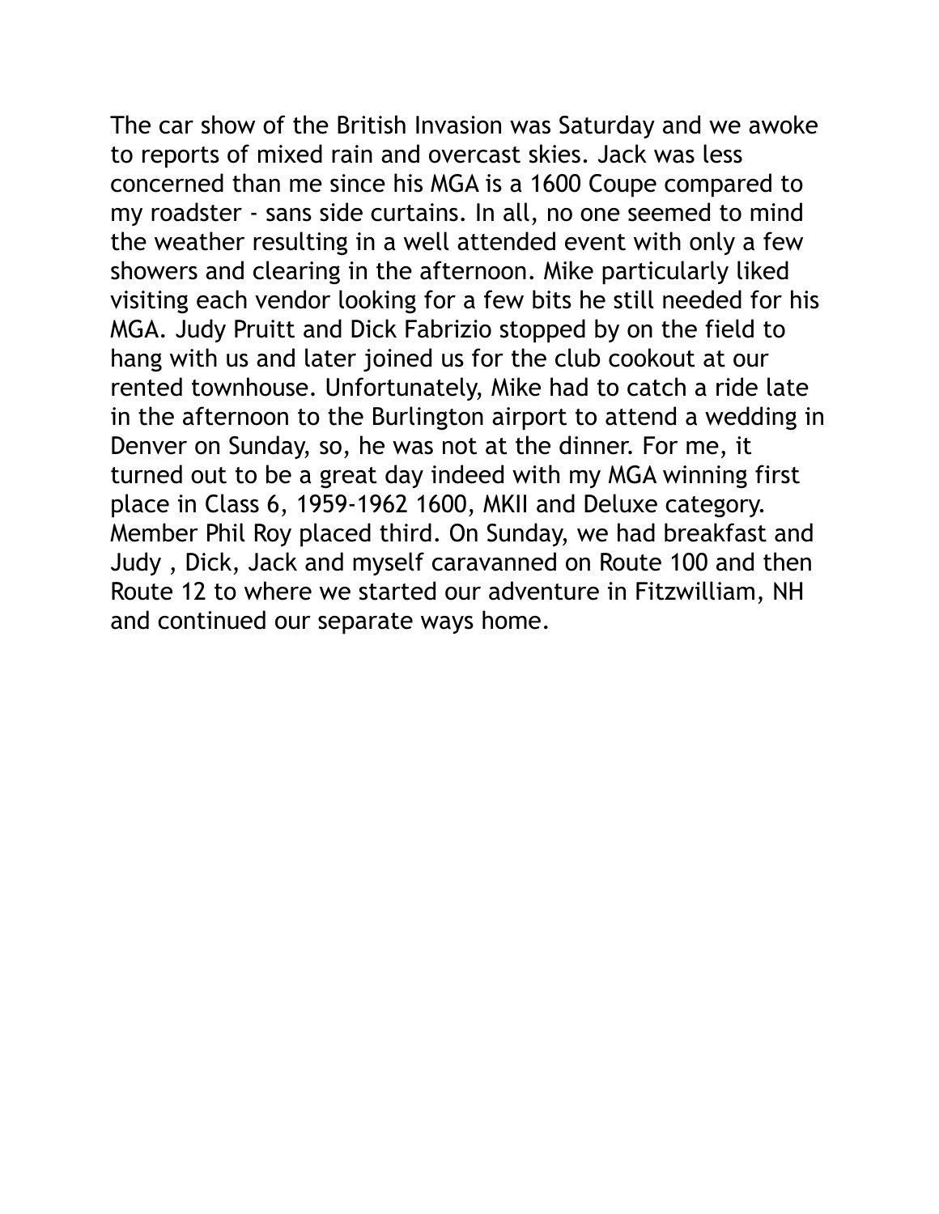The car show of the British Invasion was Saturday and we awoke to reports of mixed rain and overcast skies. Jack was less concerned than me since his MGA is a 1600 Coupe compared to my roadster - sans side curtains. In all, no one seemed to mind the weather resulting in a well attended event with only a few showers and clearing in the afternoon. Mike particularly liked visiting each vendor looking for a few bits he still needed for his MGA. Judy Pruitt and Dick Fabrizio stopped by on the field to hang with us and later joined us for the club cookout at our rented townhouse. Unfortunately, Mike had to catch a ride late in the afternoon to the Burlington airport to attend a wedding in Denver on Sunday, so, he was not at the dinner. For me, it turned out to be a great day indeed with my MGA winning first place in Class 6, 1959-1962 1600, MKII and Deluxe category. Member Phil Roy placed third. On Sunday, we had breakfast and Judy , Dick, Jack and myself caravanned on Route 100 and then Route 12 to where we started our adventure in Fitzwilliam, NH and continued our separate ways home.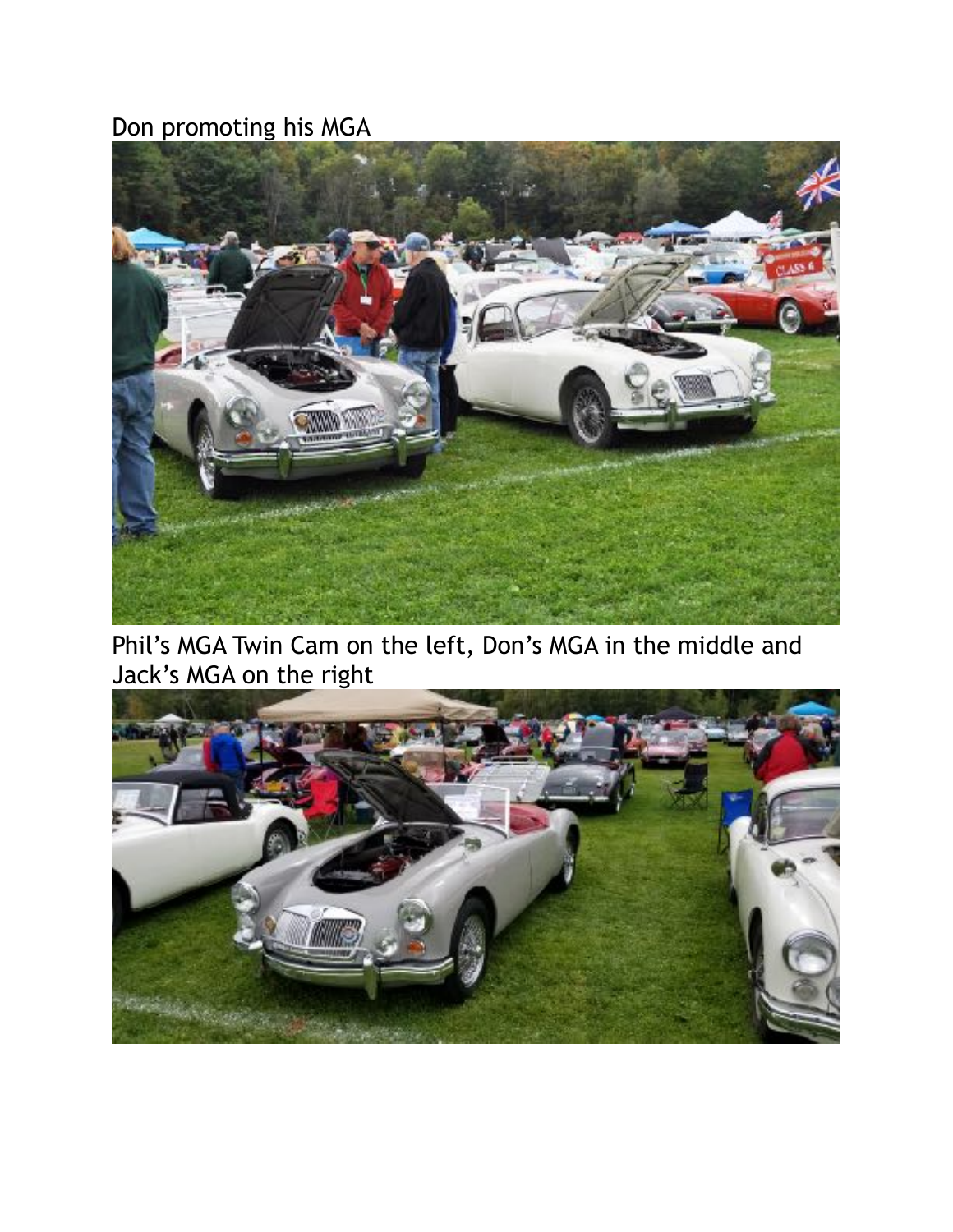Don promoting his MGA

Phil's MGA Twin Cam on the left, Don's MGA in the middle and Jack's MGA on the right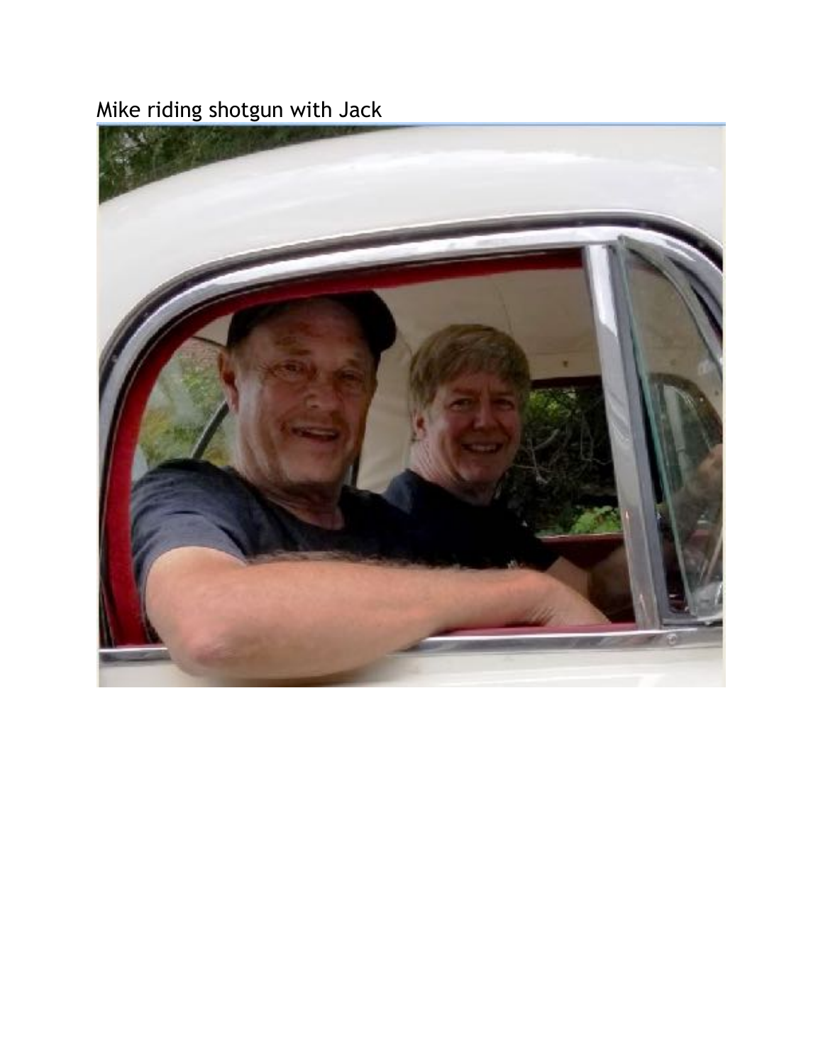Mike riding shotgun with Jack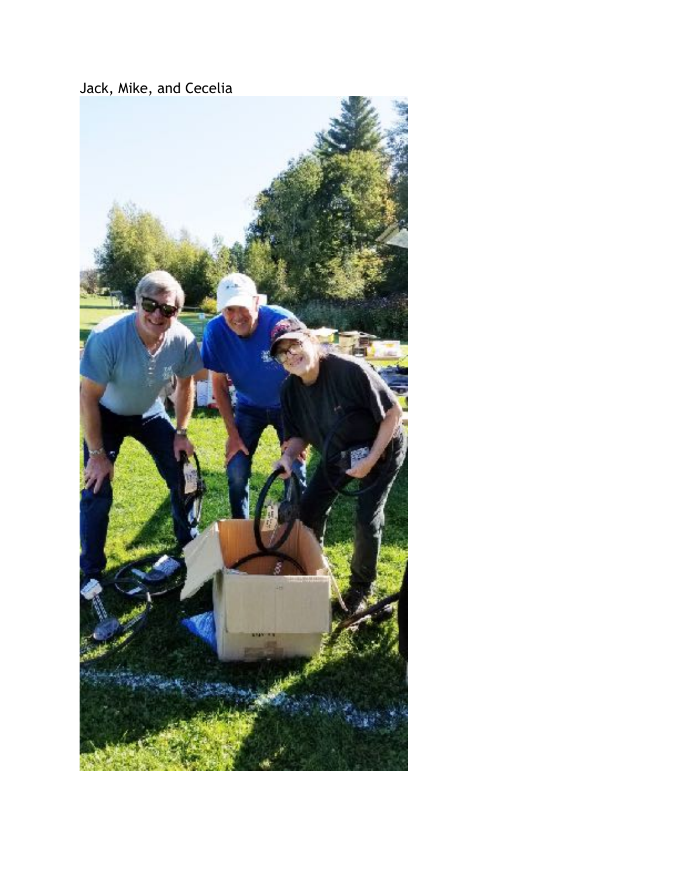Jack, Mike, and Cecelia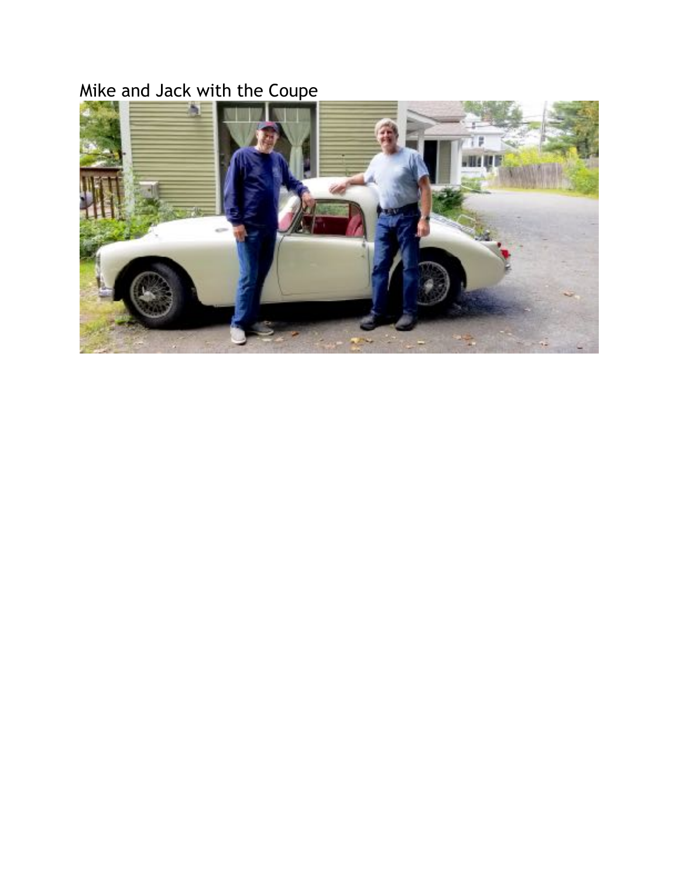Mike and Jack with the Coupe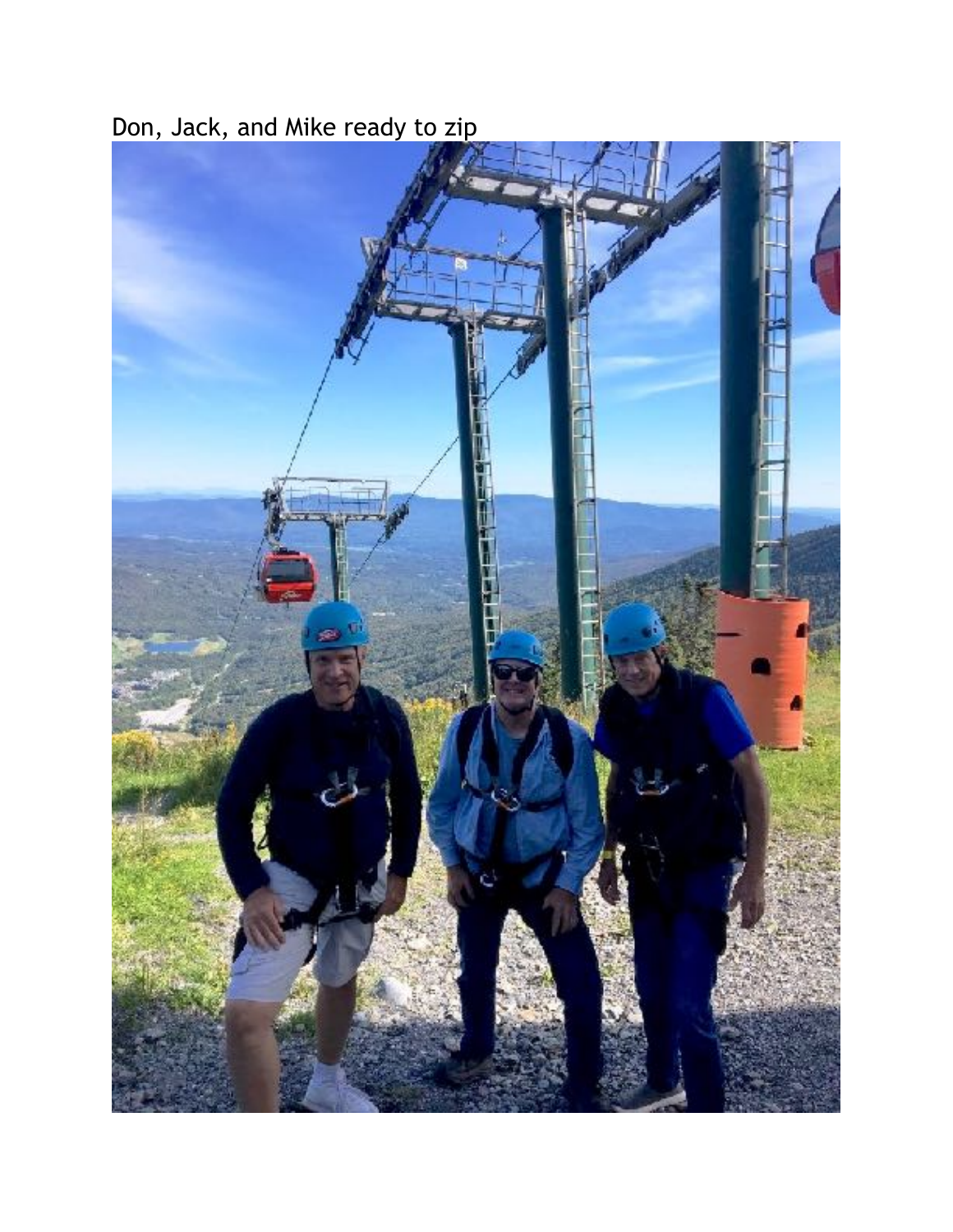Don, Jack, and Mike ready to zip